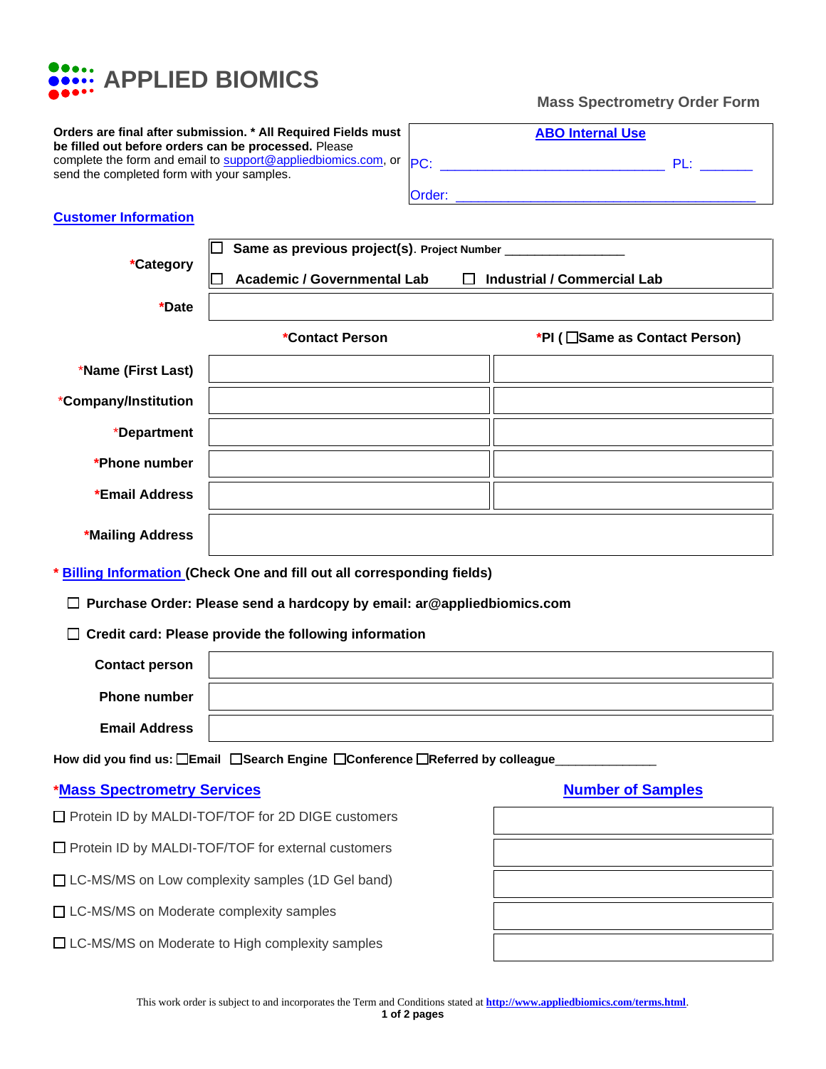# APPLIED BIOMICS

## Mass Spectrometry Order Form

**Orders are final after submission. * All Required Fields must be filled out before orders can be processed.** Please complete the form and email to support@appliedbiomics.com, or send the completed form with your samples.

| ABO Internal Use | |
|---|---|
| PC: ______________________________ | PL: _______ |
| Order: ________________________________________ | |

## Customer Information

| | | |
|---|---|---|
| *Category | ☐ Same as previous project(s). Project Number ________________ | |
| | ☐ Academic / Governmental Lab | ☐ Industrial / Commercial Lab |
| *Date | | |
| | *Contact Person | *PI ( ☐Same as Contact Person) |
| *Name (First Last) | | |
| *Company/Institution | | |
| *Department | | |
| *Phone number | | |
| *Email Address | | |
| *Mailing Address | | |

## * Billing Information (Check One and fill out all corresponding fields)

☐ **Purchase Order: Please send a hardcopy by email: ar@appliedbiomics.com**

☐ **Credit card: Please provide the following information**

| | |
|---|---|
| Contact person | |
| Phone number | |
| Email Address | |

**How did you find us:** ☐Email ☐Search Engine ☐Conference ☐Referred by colleague______________

| *Mass Spectrometry Services | Number of Samples |
|---|---|
| ☐ Protein ID by MALDI-TOF/TOF for 2D DIGE customers | |
| ☐ Protein ID by MALDI-TOF/TOF for external customers | |
| ☐ LC-MS/MS on Low complexity samples (1D Gel band) | |
| ☐ LC-MS/MS on Moderate complexity samples | |
| ☐ LC-MS/MS on Moderate to High complexity samples | |

This work order is subject to and incorporates the Term and Conditions stated at http://www.appliedbiomics.com/terms.html.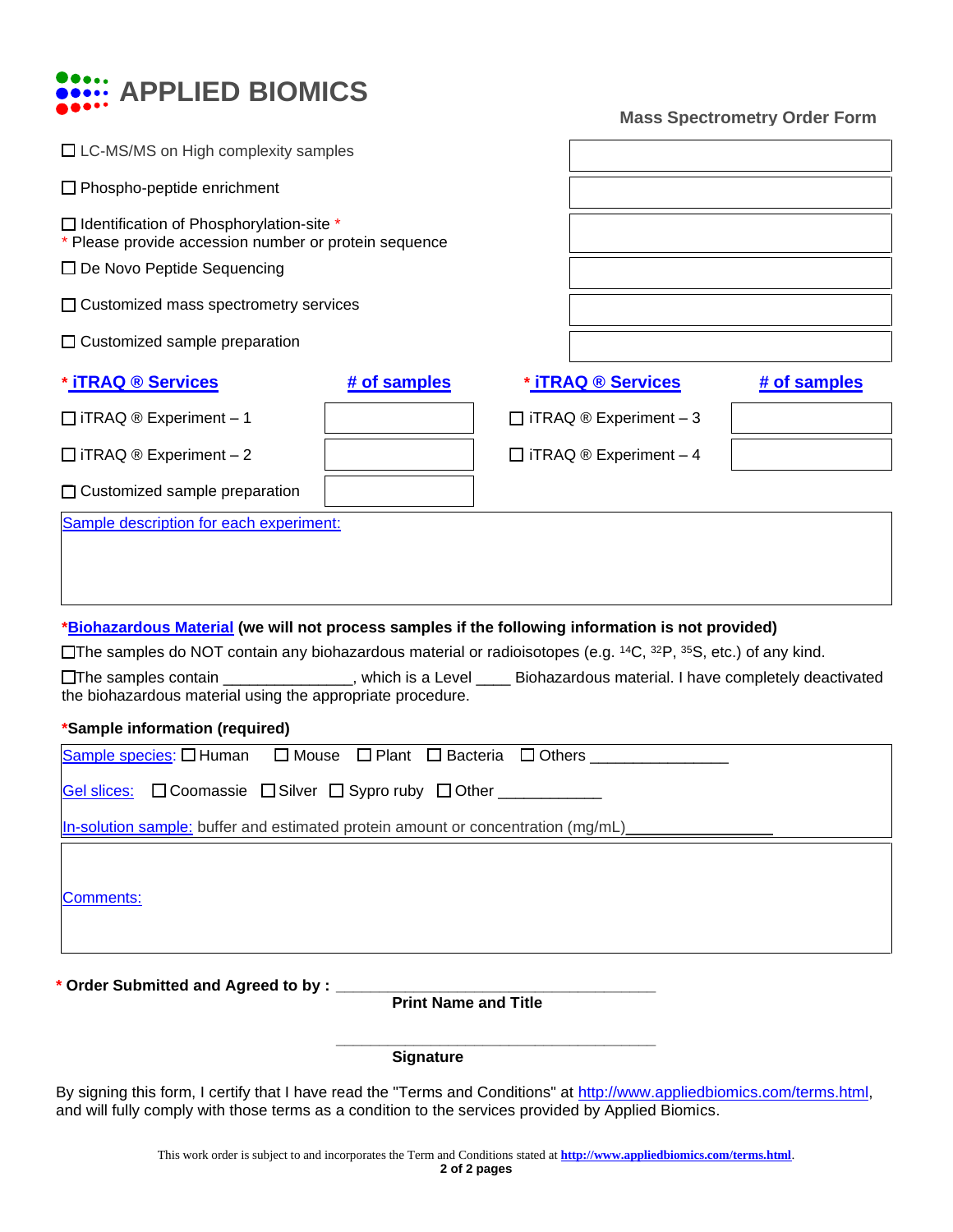# APPLIED BIOMICS

**Mass Spectrometry Order Form**

| | |
|---|---|
| ☐ LC-MS/MS on High complexity samples | |
| ☐ Phospho-peptide enrichment | |
| ☐ Identification of Phosphorylation-site *<br>* Please provide accession number or protein sequence | |
| ☐ De Novo Peptide Sequencing | |
| ☐ Customized mass spectrometry services | |
| ☐ Customized sample preparation | |

| * iTRAQ ® Services | # of samples | * iTRAQ ® Services | # of samples |
|---|---|---|---|
| ☐ iTRAQ ® Experiment – 1 | | ☐ iTRAQ ® Experiment – 3 | |
| ☐ iTRAQ ® Experiment – 2 | | ☐ iTRAQ ® Experiment – 4 | |
| ☐ Customized sample preparation | | | |

Sample description for each experiment:

***Biohazardous Material** (we will not process samples if the following information is not provided)**

☐The samples do NOT contain any biohazardous material or radioisotopes (e.g. $^{14}C$, $^{32}P$, $^{35}S$, etc.) of any kind.

☐The samples contain _______________, which is a Level ____ Biohazardous material. I have completely deactivated the biohazardous material using the appropriate procedure.

***Sample information (required)**

Sample species: ☐ Human ☐ Mouse ☐ Plant ☐ Bacteria ☐ Others ________________

Gel slices: ☐ Coomassie ☐ Silver ☐ Sypro ruby ☐ Other ____________

In-solution sample: buffer and estimated protein amount or concentration (mg/mL)_________________

Comments:

**\* Order Submitted and Agreed to by :** ________________________________________

**Print Name and Title**

________________________________________

**Signature**

By signing this form, I certify that I have read the "Terms and Conditions" at http://www.appliedbiomics.com/terms.html, and will fully comply with those terms as a condition to the services provided by Applied Biomics.

This work order is subject to and incorporates the Term and Conditions stated at **http://www.appliedbiomics.com/terms.html**.